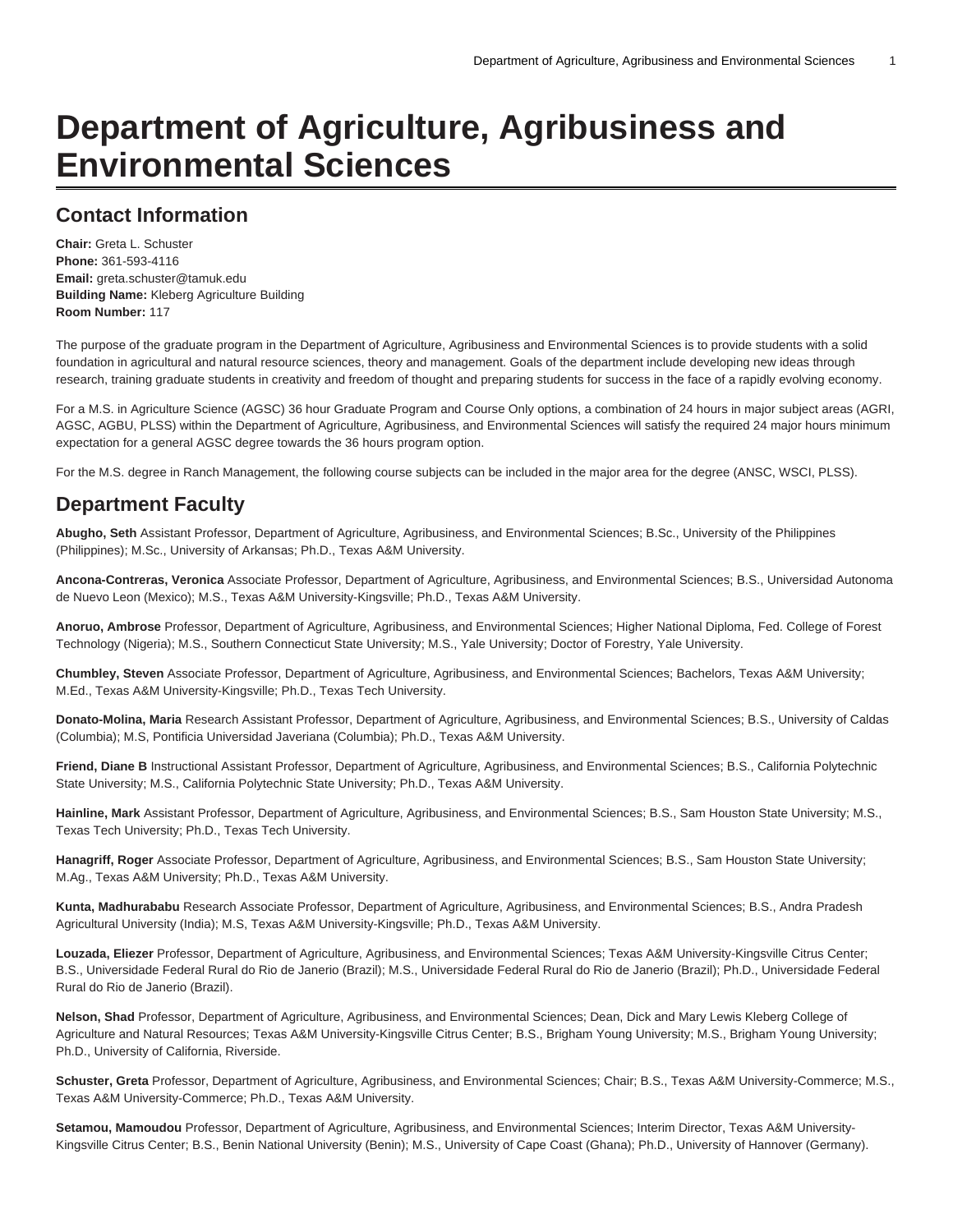# Department of Agriculture, Agribusiness and Environmental Sciences

## Contact Information

**Chair:** Greta L. Schuster
**Phone:** 361-593-4116
**Email:** greta.schuster@tamuk.edu
**Building Name:** Kleberg Agriculture Building
**Room Number:** 117

The purpose of the graduate program in the Department of Agriculture, Agribusiness and Environmental Sciences is to provide students with a solid foundation in agricultural and natural resource sciences, theory and management. Goals of the department include developing new ideas through research, training graduate students in creativity and freedom of thought and preparing students for success in the face of a rapidly evolving economy.

For a M.S. in Agriculture Science (AGSC) 36 hour Graduate Program and Course Only options, a combination of 24 hours in major subject areas (AGRI, AGSC, AGBU, PLSS) within the Department of Agriculture, Agribusiness, and Environmental Sciences will satisfy the required 24 major hours minimum expectation for a general AGSC degree towards the 36 hours program option.

For the M.S. degree in Ranch Management, the following course subjects can be included in the major area for the degree (ANSC, WSCI, PLSS).

## Department Faculty

**Abugho, Seth** Assistant Professor, Department of Agriculture, Agribusiness, and Environmental Sciences; B.Sc., University of the Philippines (Philippines); M.Sc., University of Arkansas; Ph.D., Texas A&M University.

**Ancona-Contreras, Veronica** Associate Professor, Department of Agriculture, Agribusiness, and Environmental Sciences; B.S., Universidad Autonoma de Nuevo Leon (Mexico); M.S., Texas A&M University-Kingsville; Ph.D., Texas A&M University.

**Anoruo, Ambrose** Professor, Department of Agriculture, Agribusiness, and Environmental Sciences; Higher National Diploma, Fed. College of Forest Technology (Nigeria); M.S., Southern Connecticut State University; M.S., Yale University; Doctor of Forestry, Yale University.

**Chumbley, Steven** Associate Professor, Department of Agriculture, Agribusiness, and Environmental Sciences; Bachelors, Texas A&M University; M.Ed., Texas A&M University-Kingsville; Ph.D., Texas Tech University.

**Donato-Molina, Maria** Research Assistant Professor, Department of Agriculture, Agribusiness, and Environmental Sciences; B.S., University of Caldas (Columbia); M.S, Pontificia Universidad Javeriana (Columbia); Ph.D., Texas A&M University.

**Friend, Diane B** Instructional Assistant Professor, Department of Agriculture, Agribusiness, and Environmental Sciences; B.S., California Polytechnic State University; M.S., California Polytechnic State University; Ph.D., Texas A&M University.

**Hainline, Mark** Assistant Professor, Department of Agriculture, Agribusiness, and Environmental Sciences; B.S., Sam Houston State University; M.S., Texas Tech University; Ph.D., Texas Tech University.

**Hanagriff, Roger** Associate Professor, Department of Agriculture, Agribusiness, and Environmental Sciences; B.S., Sam Houston State University; M.Ag., Texas A&M University; Ph.D., Texas A&M University.

**Kunta, Madhurababu** Research Associate Professor, Department of Agriculture, Agribusiness, and Environmental Sciences; B.S., Andra Pradesh Agricultural University (India); M.S, Texas A&M University-Kingsville; Ph.D., Texas A&M University.

**Louzada, Eliezer** Professor, Department of Agriculture, Agribusiness, and Environmental Sciences; Texas A&M University-Kingsville Citrus Center; B.S., Universidade Federal Rural do Rio de Janerio (Brazil); M.S., Universidade Federal Rural do Rio de Janerio (Brazil); Ph.D., Universidade Federal Rural do Rio de Janerio (Brazil).

**Nelson, Shad** Professor, Department of Agriculture, Agribusiness, and Environmental Sciences; Dean, Dick and Mary Lewis Kleberg College of Agriculture and Natural Resources; Texas A&M University-Kingsville Citrus Center; B.S., Brigham Young University; M.S., Brigham Young University; Ph.D., University of California, Riverside.

**Schuster, Greta** Professor, Department of Agriculture, Agribusiness, and Environmental Sciences; Chair; B.S., Texas A&M University-Commerce; M.S., Texas A&M University-Commerce; Ph.D., Texas A&M University.

**Setamou, Mamoudou** Professor, Department of Agriculture, Agribusiness, and Environmental Sciences; Interim Director, Texas A&M University-Kingsville Citrus Center; B.S., Benin National University (Benin); M.S., University of Cape Coast (Ghana); Ph.D., University of Hannover (Germany).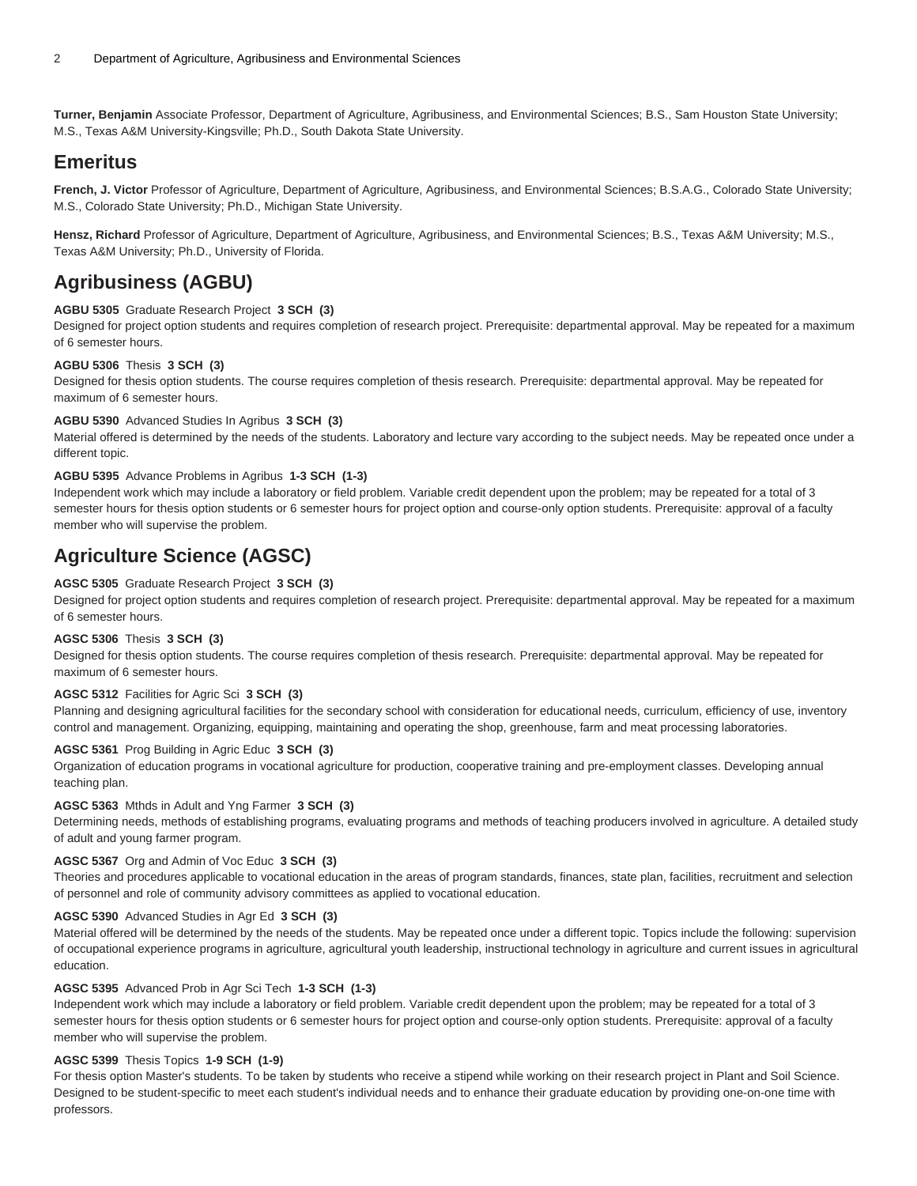**Turner, Benjamin** Associate Professor, Department of Agriculture, Agribusiness, and Environmental Sciences; B.S., Sam Houston State University; M.S., Texas A&M University-Kingsville; Ph.D., South Dakota State University.

## Emeritus

**French, J. Victor** Professor of Agriculture, Department of Agriculture, Agribusiness, and Environmental Sciences; B.S.A.G., Colorado State University; M.S., Colorado State University; Ph.D., Michigan State University.

**Hensz, Richard** Professor of Agriculture, Department of Agriculture, Agribusiness, and Environmental Sciences; B.S., Texas A&M University; M.S., Texas A&M University; Ph.D., University of Florida.

## Agribusiness (AGBU)

**AGBU 5305** Graduate Research Project **3 SCH (3)**
Designed for project option students and requires completion of research project. Prerequisite: departmental approval. May be repeated for a maximum of 6 semester hours.

**AGBU 5306** Thesis **3 SCH (3)**
Designed for thesis option students. The course requires completion of thesis research. Prerequisite: departmental approval. May be repeated for maximum of 6 semester hours.

**AGBU 5390** Advanced Studies In Agribus **3 SCH (3)**
Material offered is determined by the needs of the students. Laboratory and lecture vary according to the subject needs. May be repeated once under a different topic.

**AGBU 5395** Advance Problems in Agribus **1-3 SCH (1-3)**
Independent work which may include a laboratory or field problem. Variable credit dependent upon the problem; may be repeated for a total of 3 semester hours for thesis option students or 6 semester hours for project option and course-only option students. Prerequisite: approval of a faculty member who will supervise the problem.

## Agriculture Science (AGSC)

**AGSC 5305** Graduate Research Project **3 SCH (3)**
Designed for project option students and requires completion of research project. Prerequisite: departmental approval. May be repeated for a maximum of 6 semester hours.

**AGSC 5306** Thesis **3 SCH (3)**
Designed for thesis option students. The course requires completion of thesis research. Prerequisite: departmental approval. May be repeated for maximum of 6 semester hours.

**AGSC 5312** Facilities for Agric Sci **3 SCH (3)**
Planning and designing agricultural facilities for the secondary school with consideration for educational needs, curriculum, efficiency of use, inventory control and management. Organizing, equipping, maintaining and operating the shop, greenhouse, farm and meat processing laboratories.

**AGSC 5361** Prog Building in Agric Educ **3 SCH (3)**
Organization of education programs in vocational agriculture for production, cooperative training and pre-employment classes. Developing annual teaching plan.

**AGSC 5363** Mthds in Adult and Yng Farmer **3 SCH (3)**
Determining needs, methods of establishing programs, evaluating programs and methods of teaching producers involved in agriculture. A detailed study of adult and young farmer program.

**AGSC 5367** Org and Admin of Voc Educ **3 SCH (3)**
Theories and procedures applicable to vocational education in the areas of program standards, finances, state plan, facilities, recruitment and selection of personnel and role of community advisory committees as applied to vocational education.

**AGSC 5390** Advanced Studies in Agr Ed **3 SCH (3)**
Material offered will be determined by the needs of the students. May be repeated once under a different topic. Topics include the following: supervision of occupational experience programs in agriculture, agricultural youth leadership, instructional technology in agriculture and current issues in agricultural education.

**AGSC 5395** Advanced Prob in Agr Sci Tech **1-3 SCH (1-3)**
Independent work which may include a laboratory or field problem. Variable credit dependent upon the problem; may be repeated for a total of 3 semester hours for thesis option students or 6 semester hours for project option and course-only option students. Prerequisite: approval of a faculty member who will supervise the problem.

**AGSC 5399** Thesis Topics **1-9 SCH (1-9)**
For thesis option Master's students. To be taken by students who receive a stipend while working on their research project in Plant and Soil Science. Designed to be student-specific to meet each student's individual needs and to enhance their graduate education by providing one-on-one time with professors.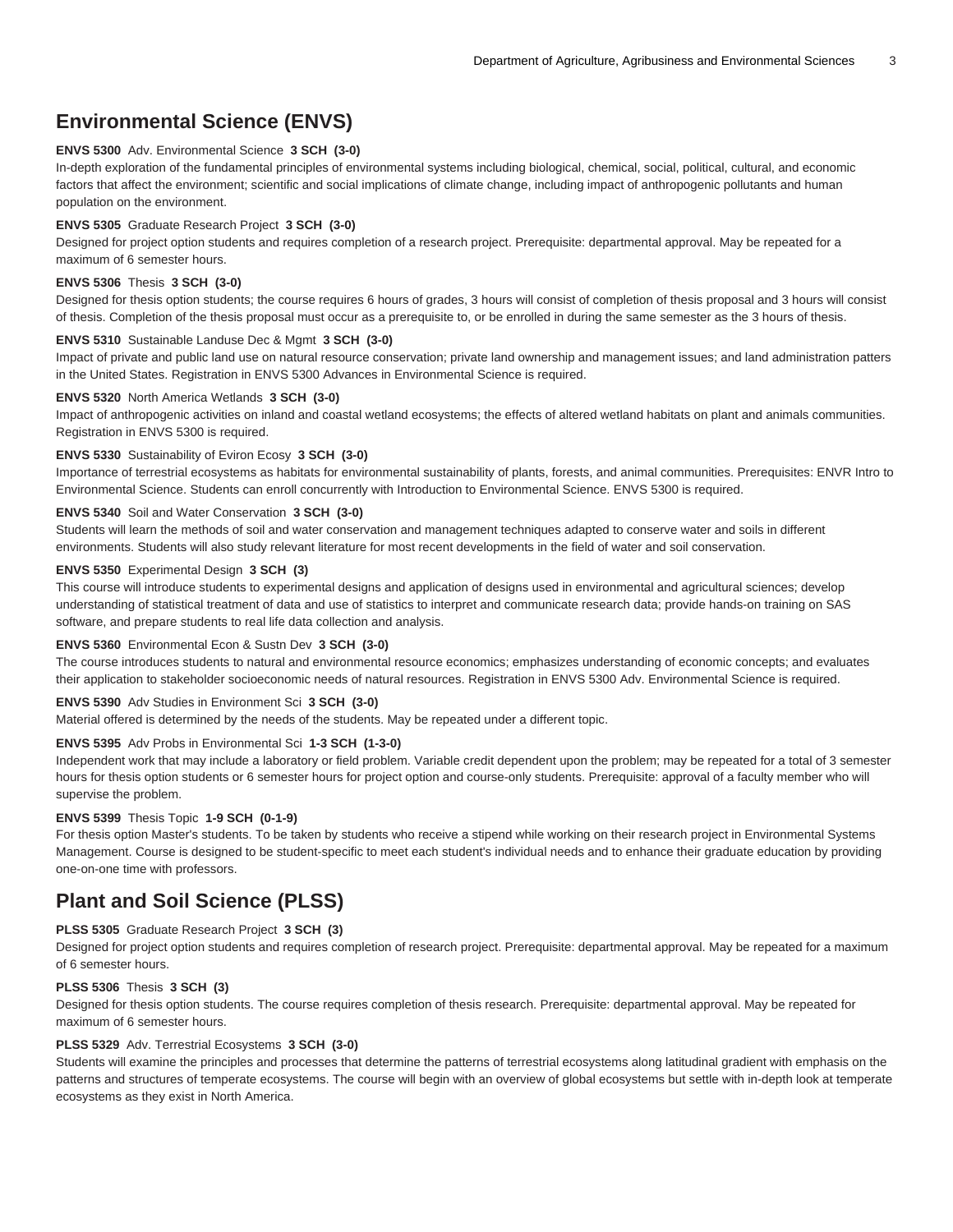## Environmental Science (ENVS)

**ENVS 5300** Adv. Environmental Science **3 SCH (3-0)**
In-depth exploration of the fundamental principles of environmental systems including biological, chemical, social, political, cultural, and economic factors that affect the environment; scientific and social implications of climate change, including impact of anthropogenic pollutants and human population on the environment.

**ENVS 5305** Graduate Research Project **3 SCH (3-0)**
Designed for project option students and requires completion of a research project. Prerequisite: departmental approval. May be repeated for a maximum of 6 semester hours.

**ENVS 5306** Thesis **3 SCH (3-0)**
Designed for thesis option students; the course requires 6 hours of grades, 3 hours will consist of completion of thesis proposal and 3 hours will consist of thesis. Completion of the thesis proposal must occur as a prerequisite to, or be enrolled in during the same semester as the 3 hours of thesis.

**ENVS 5310** Sustainable Landuse Dec & Mgmt **3 SCH (3-0)**
Impact of private and public land use on natural resource conservation; private land ownership and management issues; and land administration patters in the United States. Registration in ENVS 5300 Advances in Environmental Science is required.

**ENVS 5320** North America Wetlands **3 SCH (3-0)**
Impact of anthropogenic activities on inland and coastal wetland ecosystems; the effects of altered wetland habitats on plant and animals communities. Registration in ENVS 5300 is required.

**ENVS 5330** Sustainability of Eviron Ecosy **3 SCH (3-0)**
Importance of terrestrial ecosystems as habitats for environmental sustainability of plants, forests, and animal communities. Prerequisites: ENVR Intro to Environmental Science. Students can enroll concurrently with Introduction to Environmental Science. ENVS 5300 is required.

**ENVS 5340** Soil and Water Conservation **3 SCH (3-0)**
Students will learn the methods of soil and water conservation and management techniques adapted to conserve water and soils in different environments. Students will also study relevant literature for most recent developments in the field of water and soil conservation.

**ENVS 5350** Experimental Design **3 SCH (3)**
This course will introduce students to experimental designs and application of designs used in environmental and agricultural sciences; develop understanding of statistical treatment of data and use of statistics to interpret and communicate research data; provide hands-on training on SAS software, and prepare students to real life data collection and analysis.

**ENVS 5360** Environmental Econ & Sustn Dev **3 SCH (3-0)**
The course introduces students to natural and environmental resource economics; emphasizes understanding of economic concepts; and evaluates their application to stakeholder socioeconomic needs of natural resources. Registration in ENVS 5300 Adv. Environmental Science is required.

**ENVS 5390** Adv Studies in Environment Sci **3 SCH (3-0)**
Material offered is determined by the needs of the students. May be repeated under a different topic.

**ENVS 5395** Adv Probs in Environmental Sci **1-3 SCH (1-3-0)**
Independent work that may include a laboratory or field problem. Variable credit dependent upon the problem; may be repeated for a total of 3 semester hours for thesis option students or 6 semester hours for project option and course-only students. Prerequisite: approval of a faculty member who will supervise the problem.

**ENVS 5399** Thesis Topic **1-9 SCH (0-1-9)**
For thesis option Master's students. To be taken by students who receive a stipend while working on their research project in Environmental Systems Management. Course is designed to be student-specific to meet each student's individual needs and to enhance their graduate education by providing one-on-one time with professors.

## Plant and Soil Science (PLSS)

**PLSS 5305** Graduate Research Project **3 SCH (3)**
Designed for project option students and requires completion of research project. Prerequisite: departmental approval. May be repeated for a maximum of 6 semester hours.

**PLSS 5306** Thesis **3 SCH (3)**
Designed for thesis option students. The course requires completion of thesis research. Prerequisite: departmental approval. May be repeated for maximum of 6 semester hours.

**PLSS 5329** Adv. Terrestrial Ecosystems **3 SCH (3-0)**
Students will examine the principles and processes that determine the patterns of terrestrial ecosystems along latitudinal gradient with emphasis on the patterns and structures of temperate ecosystems. The course will begin with an overview of global ecosystems but settle with in-depth look at temperate ecosystems as they exist in North America.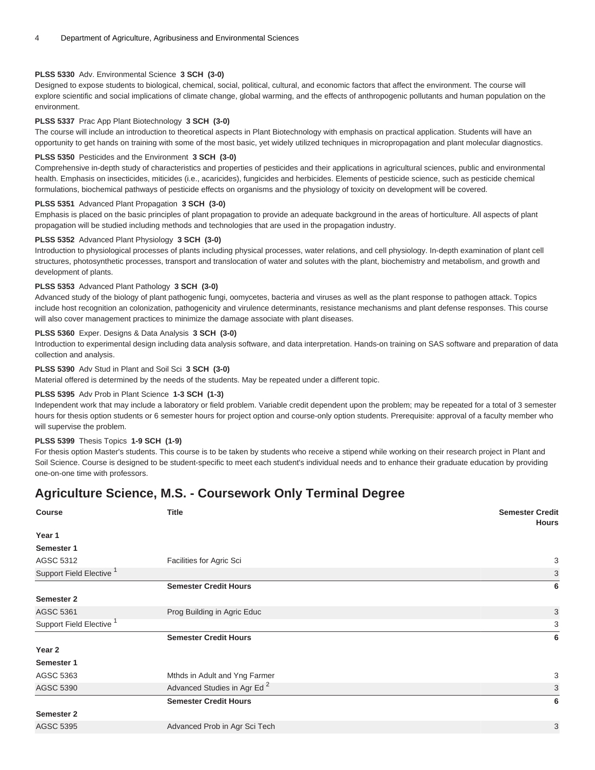**PLSS 5330** Adv. Environmental Science **3 SCH (3-0)**
Designed to expose students to biological, chemical, social, political, cultural, and economic factors that affect the environment. The course will explore scientific and social implications of climate change, global warming, and the effects of anthropogenic pollutants and human population on the environment.

**PLSS 5337** Prac App Plant Biotechnology **3 SCH (3-0)**
The course will include an introduction to theoretical aspects in Plant Biotechnology with emphasis on practical application. Students will have an opportunity to get hands on training with some of the most basic, yet widely utilized techniques in micropropagation and plant molecular diagnostics.

**PLSS 5350** Pesticides and the Environment **3 SCH (3-0)**
Comprehensive in-depth study of characteristics and properties of pesticides and their applications in agricultural sciences, public and environmental health. Emphasis on insecticides, miticides (i.e., acaricides), fungicides and herbicides. Elements of pesticide science, such as pesticide chemical formulations, biochemical pathways of pesticide effects on organisms and the physiology of toxicity on development will be covered.

**PLSS 5351** Advanced Plant Propagation **3 SCH (3-0)**
Emphasis is placed on the basic principles of plant propagation to provide an adequate background in the areas of horticulture. All aspects of plant propagation will be studied including methods and technologies that are used in the propagation industry.

**PLSS 5352** Advanced Plant Physiology **3 SCH (3-0)**
Introduction to physiological processes of plants including physical processes, water relations, and cell physiology. In-depth examination of plant cell structures, photosynthetic processes, transport and translocation of water and solutes with the plant, biochemistry and metabolism, and growth and development of plants.

**PLSS 5353** Advanced Plant Pathology **3 SCH (3-0)**
Advanced study of the biology of plant pathogenic fungi, oomycetes, bacteria and viruses as well as the plant response to pathogen attack. Topics include host recognition an colonization, pathogenicity and virulence determinants, resistance mechanisms and plant defense responses. This course will also cover management practices to minimize the damage associate with plant diseases.

**PLSS 5360** Exper. Designs & Data Analysis **3 SCH (3-0)**
Introduction to experimental design including data analysis software, and data interpretation. Hands-on training on SAS software and preparation of data collection and analysis.

**PLSS 5390** Adv Stud in Plant and Soil Sci **3 SCH (3-0)**
Material offered is determined by the needs of the students. May be repeated under a different topic.

**PLSS 5395** Adv Prob in Plant Science **1-3 SCH (1-3)**
Independent work that may include a laboratory or field problem. Variable credit dependent upon the problem; may be repeated for a total of 3 semester hours for thesis option students or 6 semester hours for project option and course-only option students. Prerequisite: approval of a faculty member who will supervise the problem.

**PLSS 5399** Thesis Topics **1-9 SCH (1-9)**
For thesis option Master's students. This course is to be taken by students who receive a stipend while working on their research project in Plant and Soil Science. Course is designed to be student-specific to meet each student's individual needs and to enhance their graduate education by providing one-on-one time with professors.

## Agriculture Science, M.S. - Coursework Only Terminal Degree

| Course | Title | Semester Credit Hours |
|---|---|---|
| **Year 1** | | |
| **Semester 1** | | |
| AGSC 5312 | Facilities for Agric Sci | 3 |
| Support Field Elective [1] | | 3 |
| | **Semester Credit Hours** | **6** |
| **Semester 2** | | |
| AGSC 5361 | Prog Building in Agric Educ | 3 |
| Support Field Elective [1] | | 3 |
| | **Semester Credit Hours** | **6** |
| **Year 2** | | |
| **Semester 1** | | |
| AGSC 5363 | Mthds in Adult and Yng Farmer | 3 |
| AGSC 5390 | Advanced Studies in Agr Ed [2] | 3 |
| | **Semester Credit Hours** | **6** |
| **Semester 2** | | |
| AGSC 5395 | Advanced Prob in Agr Sci Tech | 3 |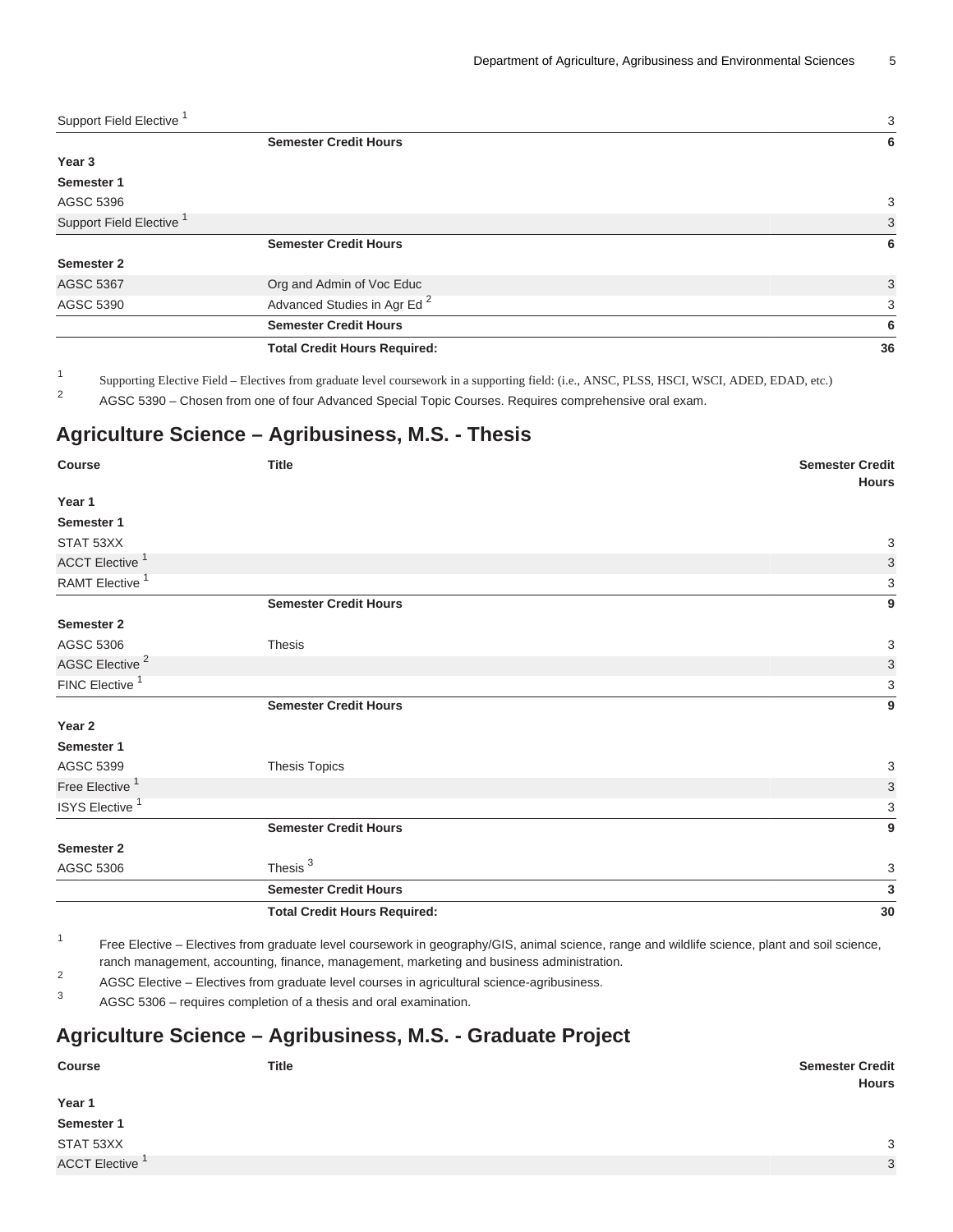| | | |
|---|---|---|
| Support Field Elective [1] | | 3 |
| | **Semester Credit Hours** | **6** |
| **Year 3** | | |
| **Semester 1** | | |
| AGSC 5396 | | 3 |
| Support Field Elective [1] | | 3 |
| | **Semester Credit Hours** | **6** |
| **Semester 2** | | |
| AGSC 5367 | Org and Admin of Voc Educ | 3 |
| AGSC 5390 | Advanced Studies in Agr Ed [2] | 3 |
| | **Semester Credit Hours** | **6** |
| | **Total Credit Hours Required:** | **36** |

1. Supporting Elective Field – Electives from graduate level coursework in a supporting field: (i.e., ANSC, PLSS, HSCI, WSCI, ADED, EDAD, etc.)
2. AGSC 5390 – Chosen from one of four Advanced Special Topic Courses. Requires comprehensive oral exam.

## Agriculture Science – Agribusiness, M.S. - Thesis

| Course | Title | Semester Credit Hours |
|---|---|---|
| **Year 1** | | |
| **Semester 1** | | |
| STAT 53XX | | 3 |
| ACCT Elective [1] | | 3 |
| RAMT Elective [1] | | 3 |
| | **Semester Credit Hours** | **9** |
| **Semester 2** | | |
| AGSC 5306 | Thesis | 3 |
| AGSC Elective [2] | | 3 |
| FINC Elective [1] | | 3 |
| | **Semester Credit Hours** | **9** |
| **Year 2** | | |
| **Semester 1** | | |
| AGSC 5399 | Thesis Topics | 3 |
| Free Elective [1] | | 3 |
| ISYS Elective [1] | | 3 |
| | **Semester Credit Hours** | **9** |
| **Semester 2** | | |
| AGSC 5306 | Thesis [3] | 3 |
| | **Semester Credit Hours** | **3** |
| | **Total Credit Hours Required:** | **30** |

1. Free Elective – Electives from graduate level coursework in geography/GIS, animal science, range and wildlife science, plant and soil science, ranch management, accounting, finance, management, marketing and business administration.
2. AGSC Elective – Electives from graduate level courses in agricultural science-agribusiness.
3. AGSC 5306 – requires completion of a thesis and oral examination.

## Agriculture Science – Agribusiness, M.S. - Graduate Project

| Course | Title | Semester Credit Hours |
|---|---|---|
| **Year 1** | | |
| **Semester 1** | | |
| STAT 53XX | | 3 |
| ACCT Elective [1] | | 3 |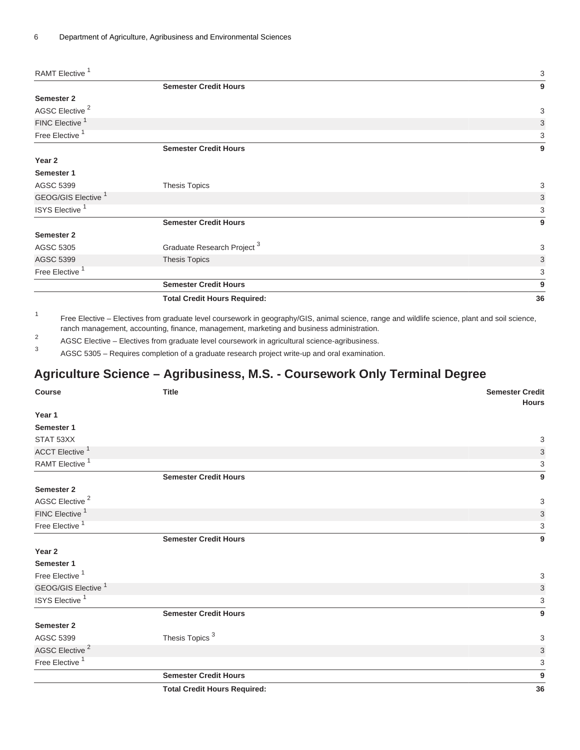| | | |
|---|---|---|
| RAMT Elective [1] | | 3 |
| | **Semester Credit Hours** | **9** |
| **Semester 2** | | |
| AGSC Elective [2] | | 3 |
| FINC Elective [1] | | 3 |
| Free Elective [1] | | 3 |
| | **Semester Credit Hours** | **9** |
| **Year 2** | | |
| **Semester 1** | | |
| AGSC 5399 | Thesis Topics | 3 |
| GEOG/GIS Elective [1] | | 3 |
| ISYS Elective [1] | | 3 |
| | **Semester Credit Hours** | **9** |
| **Semester 2** | | |
| AGSC 5305 | Graduate Research Project [3] | 3 |
| AGSC 5399 | Thesis Topics | 3 |
| Free Elective [1] | | 3 |
| | **Semester Credit Hours** | **9** |
| | **Total Credit Hours Required:** | **36** |

1. Free Elective – Electives from graduate level coursework in geography/GIS, animal science, range and wildlife science, plant and soil science, ranch management, accounting, finance, management, marketing and business administration.
2. AGSC Elective – Electives from graduate level coursework in agricultural science-agribusiness.
3. AGSC 5305 – Requires completion of a graduate research project write-up and oral examination.

## Agriculture Science – Agribusiness, M.S. - Coursework Only Terminal Degree

| Course | Title | Semester Credit Hours |
|---|---|---|
| **Year 1** | | |
| **Semester 1** | | |
| STAT 53XX | | 3 |
| ACCT Elective [1] | | 3 |
| RAMT Elective [1] | | 3 |
| | **Semester Credit Hours** | **9** |
| **Semester 2** | | |
| AGSC Elective [2] | | 3 |
| FINC Elective [1] | | 3 |
| Free Elective [1] | | 3 |
| | **Semester Credit Hours** | **9** |
| **Year 2** | | |
| **Semester 1** | | |
| Free Elective [1] | | 3 |
| GEOG/GIS Elective [1] | | 3 |
| ISYS Elective [1] | | 3 |
| | **Semester Credit Hours** | **9** |
| **Semester 2** | | |
| AGSC 5399 | Thesis Topics [3] | 3 |
| AGSC Elective [2] | | 3 |
| Free Elective [1] | | 3 |
| | **Semester Credit Hours** | **9** |
| | **Total Credit Hours Required:** | **36** |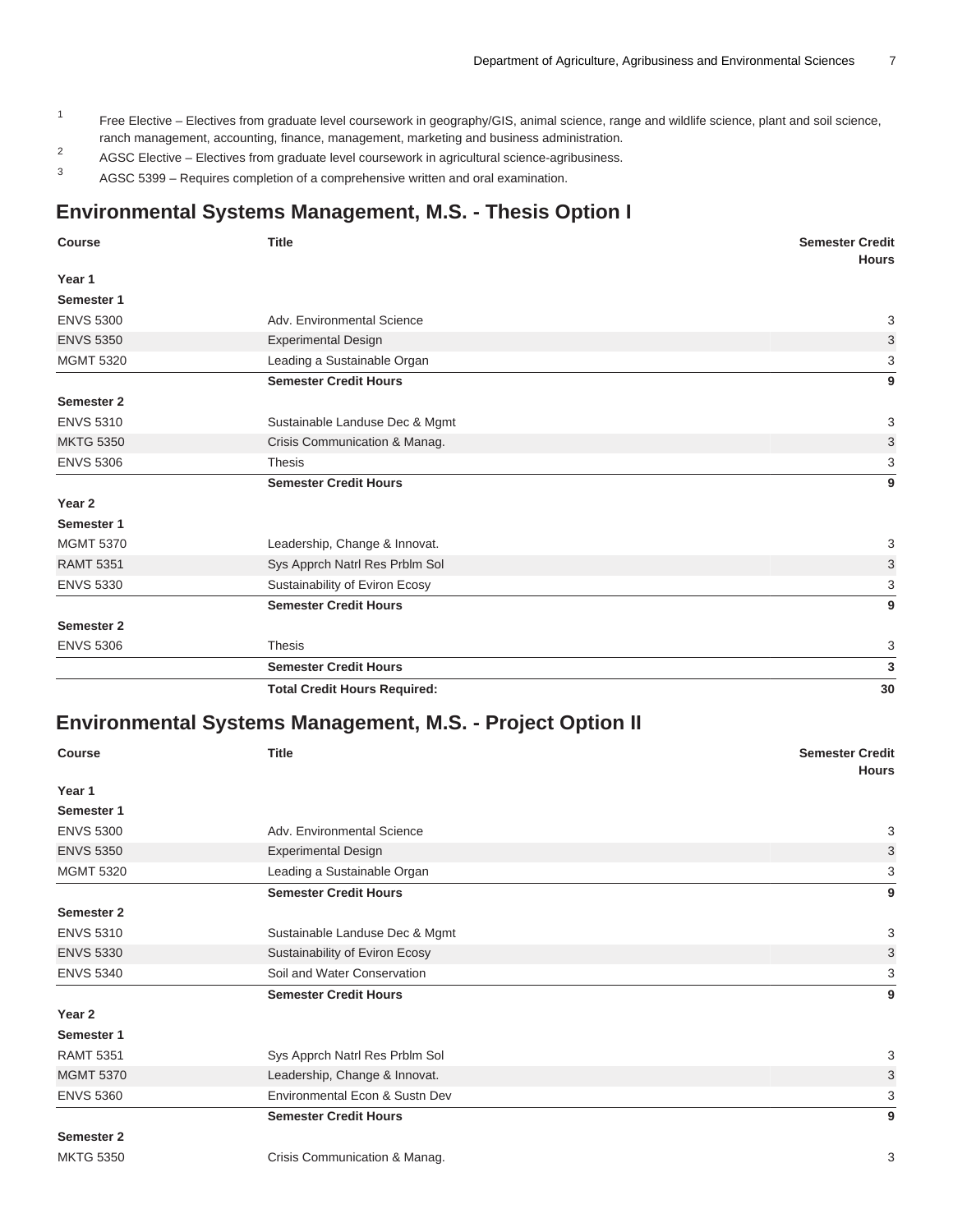1. Free Elective – Electives from graduate level coursework in geography/GIS, animal science, range and wildlife science, plant and soil science, ranch management, accounting, finance, management, marketing and business administration.
2. AGSC Elective – Electives from graduate level coursework in agricultural science-agribusiness.
3. AGSC 5399 – Requires completion of a comprehensive written and oral examination.

## Environmental Systems Management, M.S. - Thesis Option I

| Course | Title | Semester Credit Hours |
|---|---|---|
| **Year 1** | | |
| **Semester 1** | | |
| ENVS 5300 | Adv. Environmental Science | 3 |
| ENVS 5350 | Experimental Design | 3 |
| MGMT 5320 | Leading a Sustainable Organ | 3 |
| | **Semester Credit Hours** | **9** |
| **Semester 2** | | |
| ENVS 5310 | Sustainable Landuse Dec & Mgmt | 3 |
| MKTG 5350 | Crisis Communication & Manag. | 3 |
| ENVS 5306 | Thesis | 3 |
| | **Semester Credit Hours** | **9** |
| **Year 2** | | |
| **Semester 1** | | |
| MGMT 5370 | Leadership, Change & Innovat. | 3 |
| RAMT 5351 | Sys Apprch Natrl Res Prblm Sol | 3 |
| ENVS 5330 | Sustainability of Eviron Ecosy | 3 |
| | **Semester Credit Hours** | **9** |
| **Semester 2** | | |
| ENVS 5306 | Thesis | 3 |
| | **Semester Credit Hours** | **3** |
| | **Total Credit Hours Required:** | **30** |

## Environmental Systems Management, M.S. - Project Option II

| Course | Title | Semester Credit Hours |
|---|---|---|
| **Year 1** | | |
| **Semester 1** | | |
| ENVS 5300 | Adv. Environmental Science | 3 |
| ENVS 5350 | Experimental Design | 3 |
| MGMT 5320 | Leading a Sustainable Organ | 3 |
| | **Semester Credit Hours** | **9** |
| **Semester 2** | | |
| ENVS 5310 | Sustainable Landuse Dec & Mgmt | 3 |
| ENVS 5330 | Sustainability of Eviron Ecosy | 3 |
| ENVS 5340 | Soil and Water Conservation | 3 |
| | **Semester Credit Hours** | **9** |
| **Year 2** | | |
| **Semester 1** | | |
| RAMT 5351 | Sys Apprch Natrl Res Prblm Sol | 3 |
| MGMT 5370 | Leadership, Change & Innovat. | 3 |
| ENVS 5360 | Environmental Econ & Sustn Dev | 3 |
| | **Semester Credit Hours** | **9** |
| **Semester 2** | | |
| MKTG 5350 | Crisis Communication & Manag. | 3 |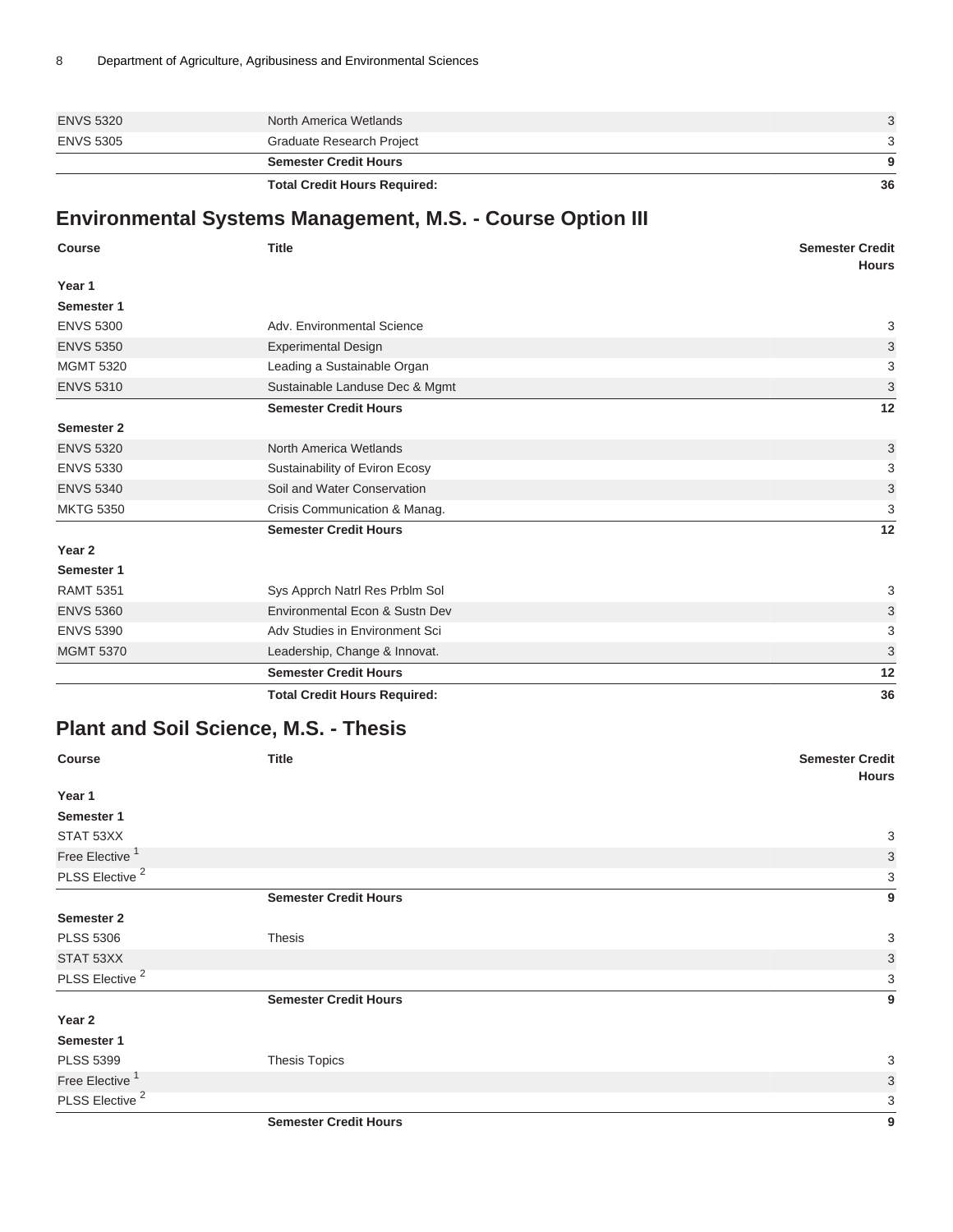| Course | Title | Semester Credit Hours |
| --- | --- | --- |
| ENVS 5320 | North America Wetlands | 3 |
| ENVS 5305 | Graduate Research Project | 3 |
| | **Semester Credit Hours** | **9** |
| | **Total Credit Hours Required:** | **36** |

## Environmental Systems Management, M.S. - Course Option III

| Course | Title | Semester Credit Hours |
| --- | --- | --- |
| **Year 1** | | |
| **Semester 1** | | |
| ENVS 5300 | Adv. Environmental Science | 3 |
| ENVS 5350 | Experimental Design | 3 |
| MGMT 5320 | Leading a Sustainable Organ | 3 |
| ENVS 5310 | Sustainable Landuse Dec & Mgmt | 3 |
| | **Semester Credit Hours** | **12** |
| **Semester 2** | | |
| ENVS 5320 | North America Wetlands | 3 |
| ENVS 5330 | Sustainability of Eviron Ecosy | 3 |
| ENVS 5340 | Soil and Water Conservation | 3 |
| MKTG 5350 | Crisis Communication & Manag. | 3 |
| | **Semester Credit Hours** | **12** |
| **Year 2** | | |
| **Semester 1** | | |
| RAMT 5351 | Sys Apprch Natrl Res Prblm Sol | 3 |
| ENVS 5360 | Environmental Econ & Sustn Dev | 3 |
| ENVS 5390 | Adv Studies in Environment Sci | 3 |
| MGMT 5370 | Leadership, Change & Innovat. | 3 |
| | **Semester Credit Hours** | **12** |
| | **Total Credit Hours Required:** | **36** |

## Plant and Soil Science, M.S. - Thesis

| Course | Title | Semester Credit Hours |
| --- | --- | --- |
| **Year 1** | | |
| **Semester 1** | | |
| STAT 53XX | | 3 |
| Free Elective [1] | | 3 |
| PLSS Elective [2] | | 3 |
| | **Semester Credit Hours** | **9** |
| **Semester 2** | | |
| PLSS 5306 | Thesis | 3 |
| STAT 53XX | | 3 |
| PLSS Elective [2] | | 3 |
| | **Semester Credit Hours** | **9** |
| **Year 2** | | |
| **Semester 1** | | |
| PLSS 5399 | Thesis Topics | 3 |
| Free Elective [1] | | 3 |
| PLSS Elective [2] | | 3 |
| | **Semester Credit Hours** | **9** |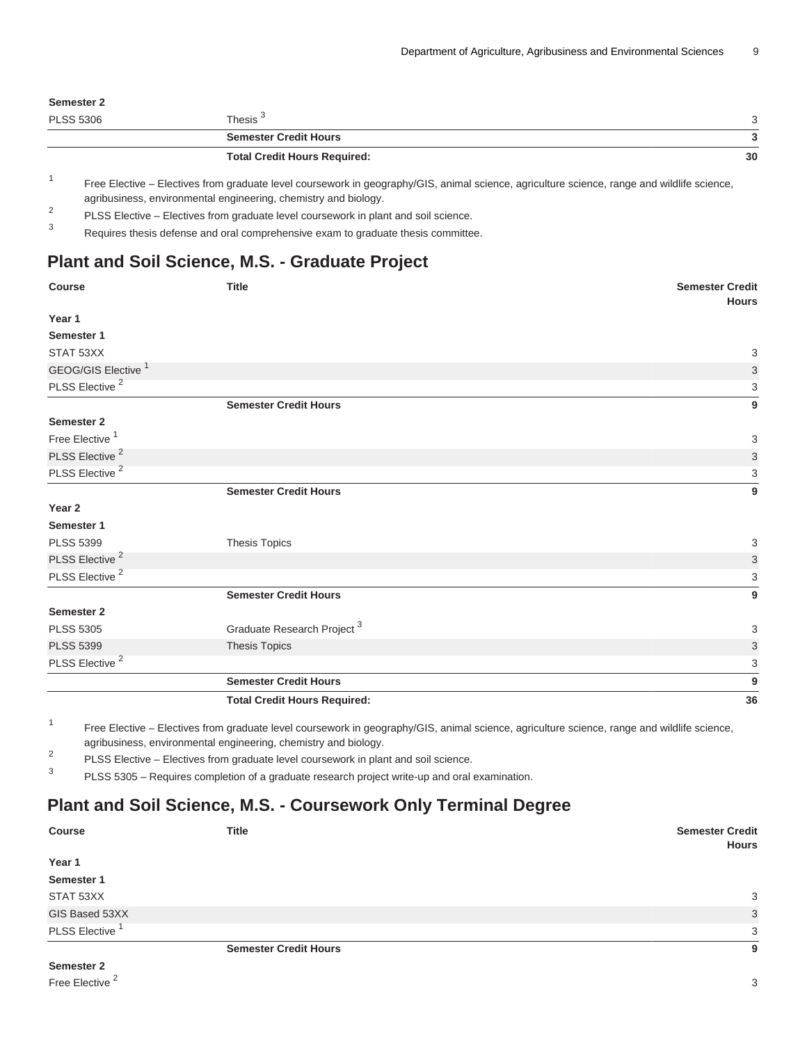| Course | Title | Semester Credit Hours |
| --- | --- | --- |
| **Semester 2** | | |
| PLSS 5306 | Thesis [3] | 3 |
| | **Semester Credit Hours** | **3** |
| | **Total Credit Hours Required:** | **30** |

[1] Free Elective – Electives from graduate level coursework in geography/GIS, animal science, agriculture science, range and wildlife science, agribusiness, environmental engineering, chemistry and biology.

[2] PLSS Elective – Electives from graduate level coursework in plant and soil science.

[3] Requires thesis defense and oral comprehensive exam to graduate thesis committee.

## Plant and Soil Science, M.S. - Graduate Project

| Course | Title | Semester Credit Hours |
| --- | --- | --- |
| **Year 1** | | |
| **Semester 1** | | |
| STAT 53XX | | 3 |
| GEOG/GIS Elective [1] | | 3 |
| PLSS Elective [2] | | 3 |
| | **Semester Credit Hours** | **9** |
| **Semester 2** | | |
| Free Elective [1] | | 3 |
| PLSS Elective [2] | | 3 |
| PLSS Elective [2] | | 3 |
| | **Semester Credit Hours** | **9** |
| **Year 2** | | |
| **Semester 1** | | |
| PLSS 5399 | Thesis Topics | 3 |
| PLSS Elective [2] | | 3 |
| PLSS Elective [2] | | 3 |
| | **Semester Credit Hours** | **9** |
| **Semester 2** | | |
| PLSS 5305 | Graduate Research Project [3] | 3 |
| PLSS 5399 | Thesis Topics | 3 |
| PLSS Elective [2] | | 3 |
| | **Semester Credit Hours** | **9** |
| | **Total Credit Hours Required:** | **36** |

[1] Free Elective – Electives from graduate level coursework in geography/GIS, animal science, agriculture science, range and wildlife science, agribusiness, environmental engineering, chemistry and biology.

[2] PLSS Elective – Electives from graduate level coursework in plant and soil science.

[3] PLSS 5305 – Requires completion of a graduate research project write-up and oral examination.

## Plant and Soil Science, M.S. - Coursework Only Terminal Degree

| Course | Title | Semester Credit Hours |
| --- | --- | --- |
| **Year 1** | | |
| **Semester 1** | | |
| STAT 53XX | | 3 |
| GIS Based 53XX | | 3 |
| PLSS Elective [1] | | 3 |
| | **Semester Credit Hours** | **9** |
| **Semester 2** | | |
| Free Elective [2] | | 3 |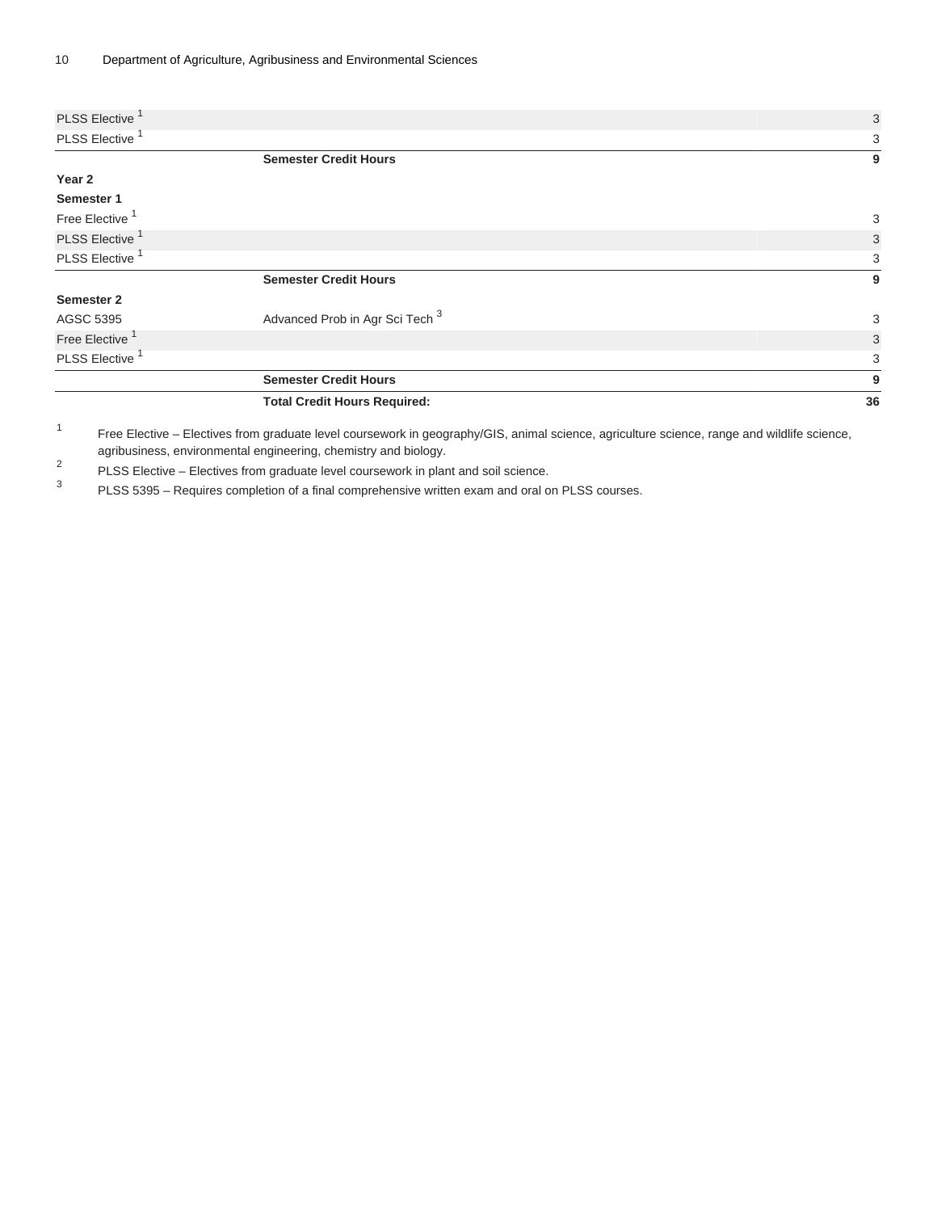| | | |
|---|---|---|
| PLSS Elective [1] | | 3 |
| PLSS Elective [1] | | 3 |
| | **Semester Credit Hours** | **9** |
| **Year 2** | | |
| **Semester 1** | | |
| Free Elective [1] | | 3 |
| PLSS Elective [1] | | 3 |
| PLSS Elective [1] | | 3 |
| | **Semester Credit Hours** | **9** |
| **Semester 2** | | |
| AGSC 5395 | Advanced Prob in Agr Sci Tech [3] | 3 |
| Free Elective [1] | | 3 |
| PLSS Elective [1] | | 3 |
| | **Semester Credit Hours** | **9** |
| | **Total Credit Hours Required:** | **36** |

[1] Free Elective – Electives from graduate level coursework in geography/GIS, animal science, agriculture science, range and wildlife science, agribusiness, environmental engineering, chemistry and biology.

[2] PLSS Elective – Electives from graduate level coursework in plant and soil science.

[3] PLSS 5395 – Requires completion of a final comprehensive written exam and oral on PLSS courses.